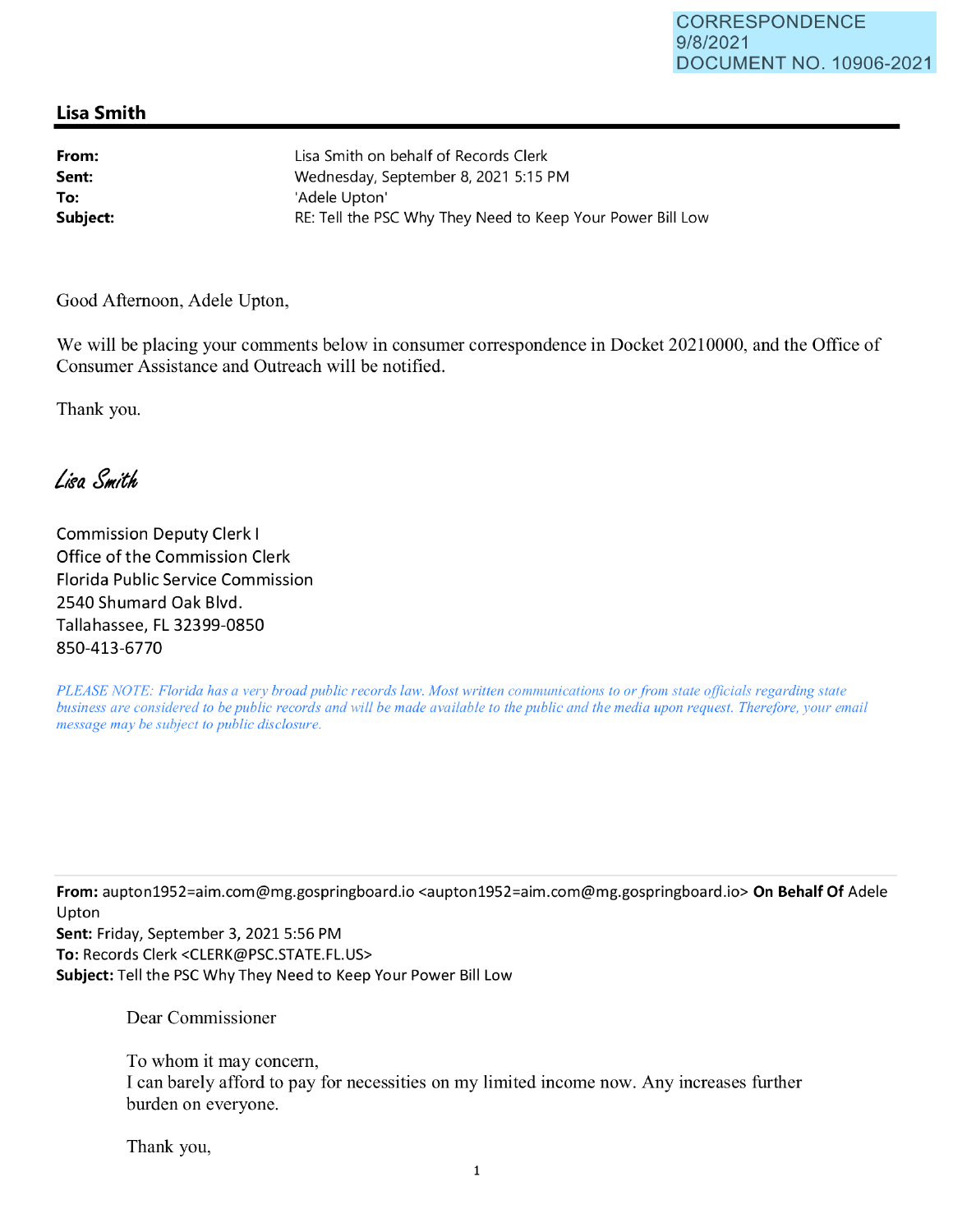CORRESPONDENCE
9/8/2021
DOCUMENT NO. 10906-2021

## Lisa Smith

**From:** Lisa Smith on behalf of Records Clerk
**Sent:** Wednesday, September 8, 2021 5:15 PM
**To:** 'Adele Upton'
**Subject:** RE: Tell the PSC Why They Need to Keep Your Power Bill Low

Good Afternoon, Adele Upton,

We will be placing your comments below in consumer correspondence in Docket 20210000, and the Office of Consumer Assistance and Outreach will be notified.

Thank you.

*Lisa Smith*

Commission Deputy Clerk I
Office of the Commission Clerk
Florida Public Service Commission
2540 Shumard Oak Blvd.
Tallahassee, FL 32399-0850
850-413-6770

*PLEASE NOTE: Florida has a very broad public records law. Most written communications to or from state officials regarding state business are considered to be public records and will be made available to the public and the media upon request. Therefore, your email message may be subject to public disclosure.*

---

**From:** aupton1952=aim.com@mg.gospringboard.io <aupton1952=aim.com@mg.gospringboard.io> **On Behalf Of** Adele Upton
**Sent:** Friday, September 3, 2021 5:56 PM
**To:** Records Clerk <CLERK@PSC.STATE.FL.US>
**Subject:** Tell the PSC Why They Need to Keep Your Power Bill Low

Dear Commissioner

To whom it may concern,
I can barely afford to pay for necessities on my limited income now. Any increases further burden on everyone.

Thank you,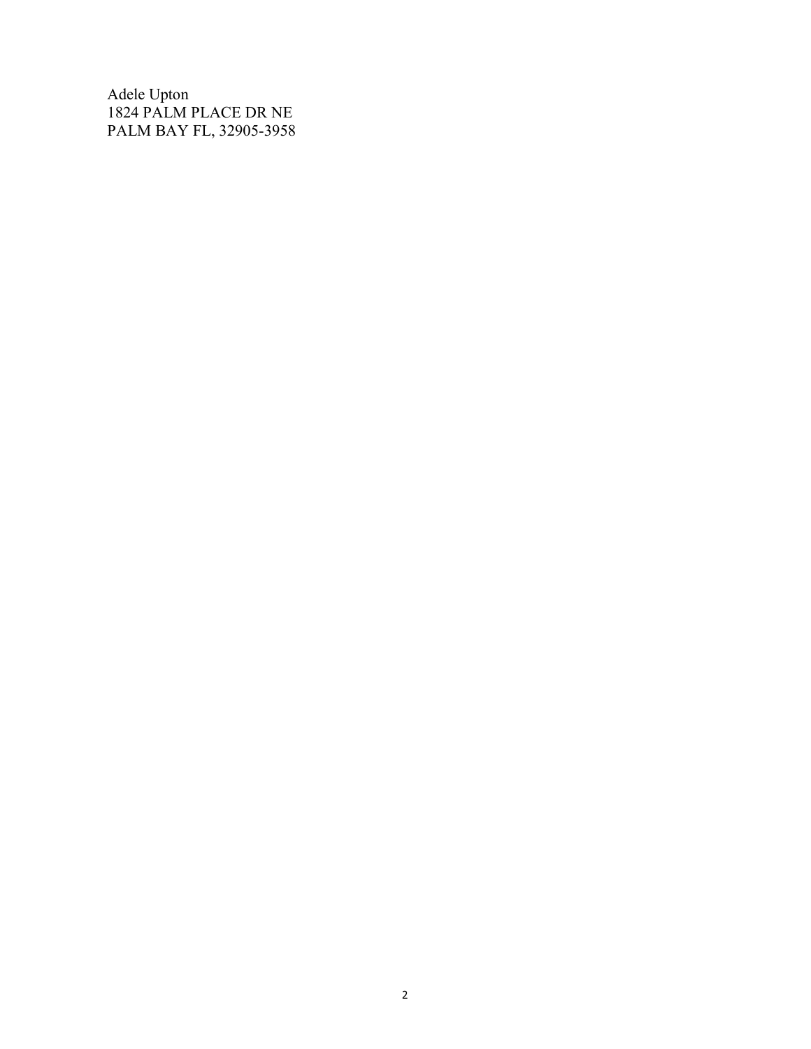Adele Upton
1824 PALM PLACE DR NE
PALM BAY FL, 32905-3958